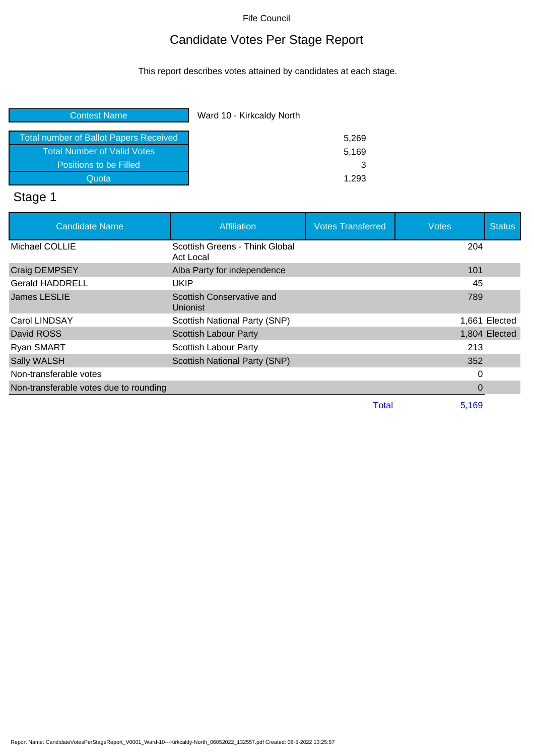Fife Council

# Candidate Votes Per Stage Report

This report describes votes attained by candidates at each stage.

| Contest Name | Ward 10 - Kirkcaldy North |
|---|---|
| Total number of Ballot Papers Received | 5,269 |
| Total Number of Valid Votes | 5,169 |
| Positions to be Filled | 3 |
| Quota | 1,293 |

## Stage 1

| Candidate Name | Affiliation | Votes Transferred | Votes | Status |
|---|---|---|---|---|
| Michael COLLIE | Scottish Greens - Think Global Act Local | | 204 | |
| Craig DEMPSEY | Alba Party for independence | | 101 | |
| Gerald HADDRELL | UKIP | | 45 | |
| James LESLIE | Scottish Conservative and Unionist | | 789 | |
| Carol LINDSAY | Scottish National Party (SNP) | | 1,661 | Elected |
| David ROSS | Scottish Labour Party | | 1,804 | Elected |
| Ryan SMART | Scottish Labour Party | | 213 | |
| Sally WALSH | Scottish National Party (SNP) | | 352 | |
| Non-transferable votes | | | 0 | |
| Non-transferable votes due to rounding | | | 0 | |
| | | Total | 5,169 | |

Report Name: CandidateVotesPerStageReport_V0001_Ward-10---Kirkcaldy-North_06052022_132557.pdf Created: 06-5-2022 13:25:57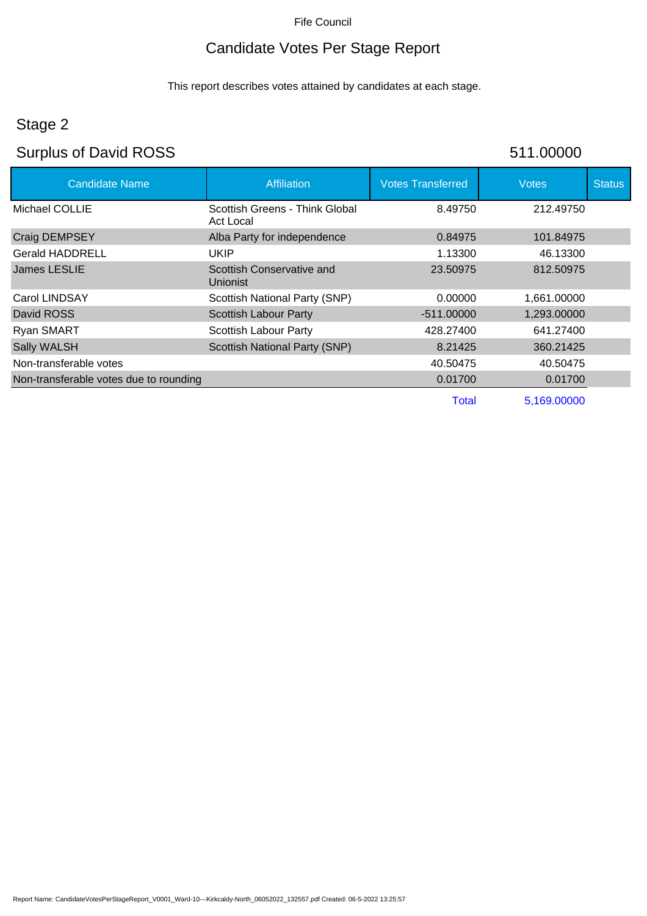Fife Council

# Candidate Votes Per Stage Report

This report describes votes attained by candidates at each stage.

## Stage 2

## Surplus of David ROSS 511.00000

| Candidate Name | Affiliation | Votes Transferred | Votes | Status |
|---|---|---|---|---|
| Michael COLLIE | Scottish Greens - Think Global Act Local | 8.49750 | 212.49750 | |
| Craig DEMPSEY | Alba Party for independence | 0.84975 | 101.84975 | |
| Gerald HADDRELL | UKIP | 1.13300 | 46.13300 | |
| James LESLIE | Scottish Conservative and Unionist | 23.50975 | 812.50975 | |
| Carol LINDSAY | Scottish National Party (SNP) | 0.00000 | 1,661.00000 | |
| David ROSS | Scottish Labour Party | -511.00000 | 1,293.00000 | |
| Ryan SMART | Scottish Labour Party | 428.27400 | 641.27400 | |
| Sally WALSH | Scottish National Party (SNP) | 8.21425 | 360.21425 | |
| Non-transferable votes | | 40.50475 | 40.50475 | |
| Non-transferable votes due to rounding | | 0.01700 | 0.01700 | |
| | | Total | 5,169.00000 | |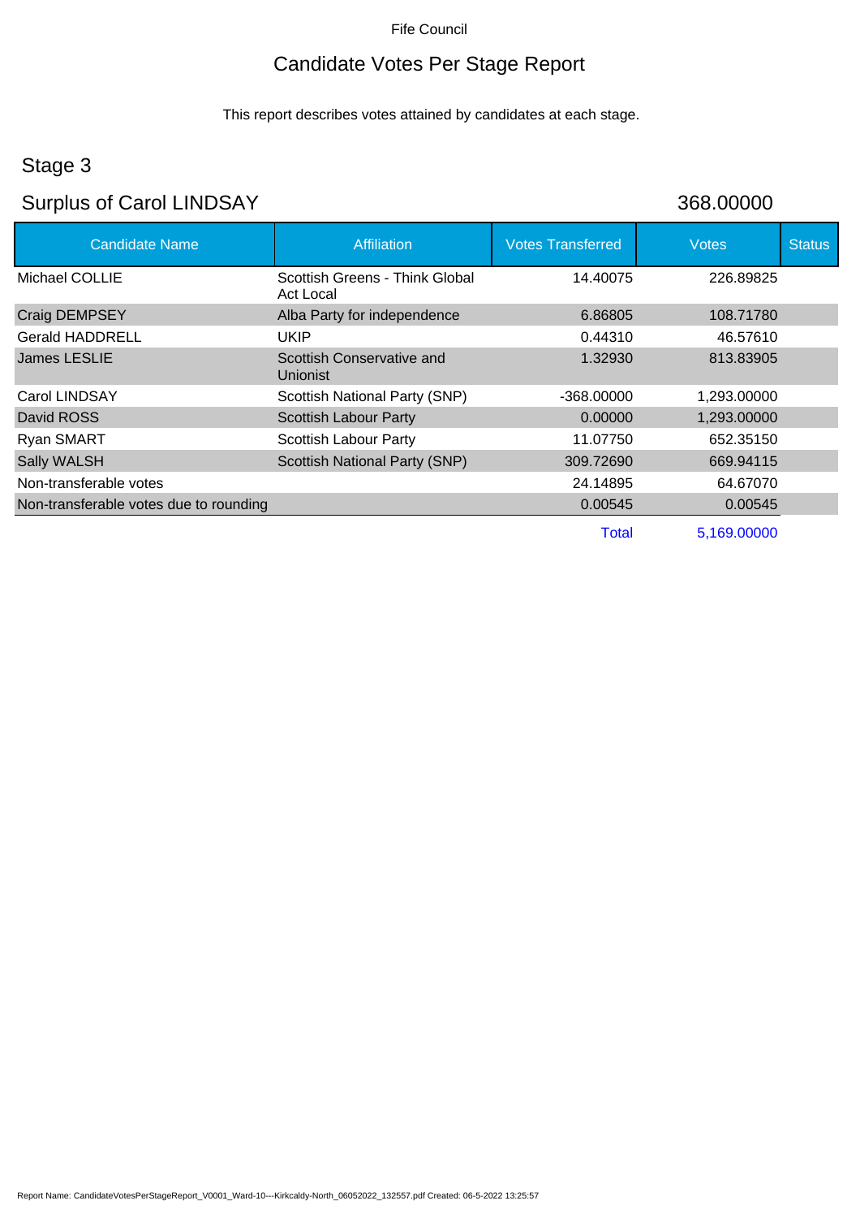Fife Council

# Candidate Votes Per Stage Report

This report describes votes attained by candidates at each stage.

## Stage 3

## Surplus of Carol LINDSAY 368.00000

| Candidate Name | Affiliation | Votes Transferred | Votes | Status |
|---|---|---|---|---|
| Michael COLLIE | Scottish Greens - Think Global Act Local | 14.40075 | 226.89825 | |
| Craig DEMPSEY | Alba Party for independence | 6.86805 | 108.71780 | |
| Gerald HADDRELL | UKIP | 0.44310 | 46.57610 | |
| James LESLIE | Scottish Conservative and Unionist | 1.32930 | 813.83905 | |
| Carol LINDSAY | Scottish National Party (SNP) | -368.00000 | 1,293.00000 | |
| David ROSS | Scottish Labour Party | 0.00000 | 1,293.00000 | |
| Ryan SMART | Scottish Labour Party | 11.07750 | 652.35150 | |
| Sally WALSH | Scottish National Party (SNP) | 309.72690 | 669.94115 | |
| Non-transferable votes | | 24.14895 | 64.67070 | |
| Non-transferable votes due to rounding | | 0.00545 | 0.00545 | |
| | | Total | 5,169.00000 | |

Report Name: CandidateVotesPerStageReport_V0001_Ward-10---Kirkcaldy-North_06052022_132557.pdf Created: 06-5-2022 13:25:57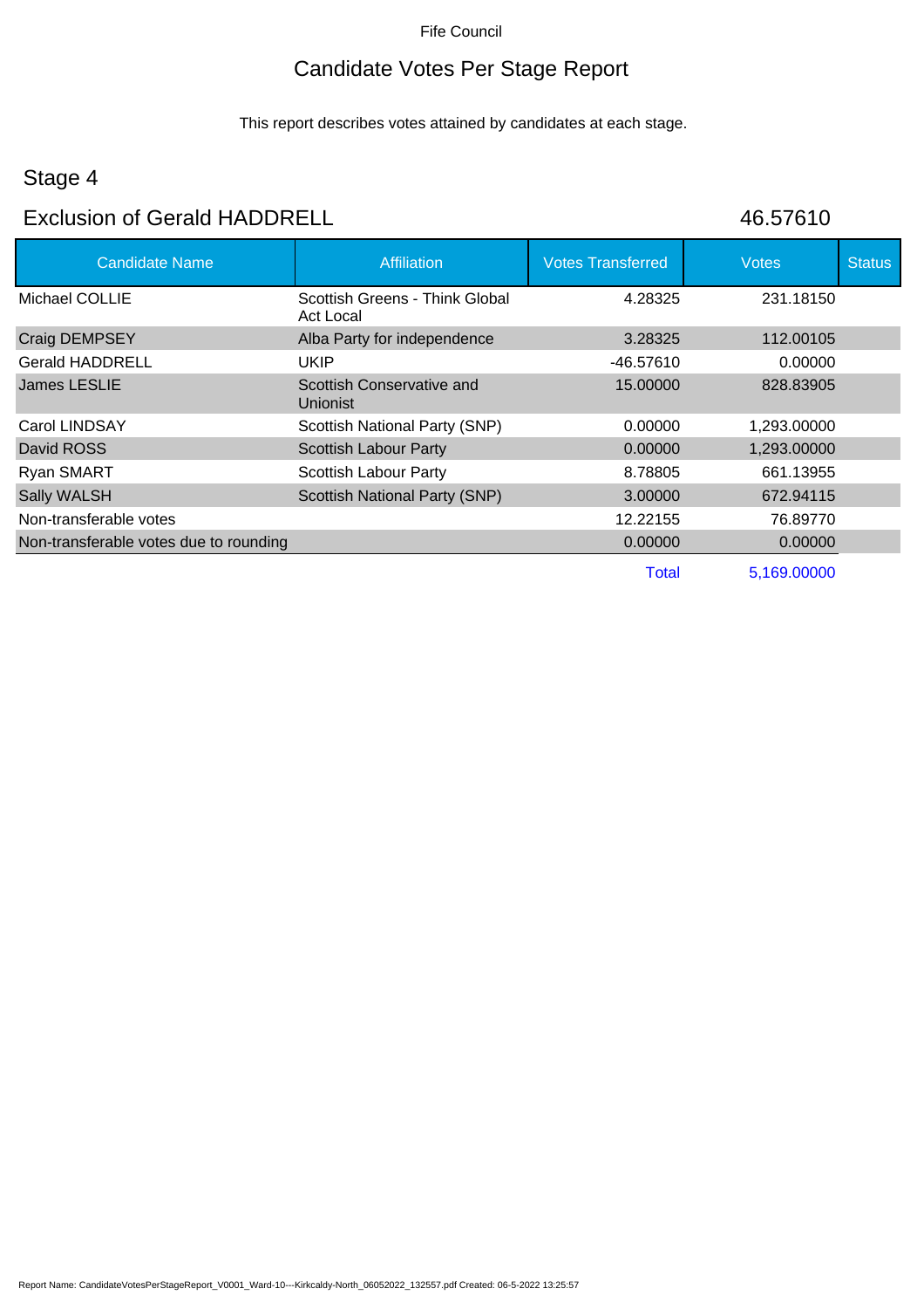Fife Council

# Candidate Votes Per Stage Report

This report describes votes attained by candidates at each stage.

## Stage 4

## Exclusion of Gerald HADDRELL 46.57610

| Candidate Name | Affiliation | Votes Transferred | Votes | Status |
|---|---|---|---|---|
| Michael COLLIE | Scottish Greens - Think Global Act Local | 4.28325 | 231.18150 | |
| Craig DEMPSEY | Alba Party for independence | 3.28325 | 112.00105 | |
| Gerald HADDRELL | UKIP | -46.57610 | 0.00000 | |
| James LESLIE | Scottish Conservative and Unionist | 15.00000 | 828.83905 | |
| Carol LINDSAY | Scottish National Party (SNP) | 0.00000 | 1,293.00000 | |
| David ROSS | Scottish Labour Party | 0.00000 | 1,293.00000 | |
| Ryan SMART | Scottish Labour Party | 8.78805 | 661.13955 | |
| Sally WALSH | Scottish National Party (SNP) | 3.00000 | 672.94115 | |
| Non-transferable votes | | 12.22155 | 76.89770 | |
| Non-transferable votes due to rounding | | 0.00000 | 0.00000 | |
| | | Total | 5,169.00000 | |

Report Name: CandidateVotesPerStageReport_V0001_Ward-10---Kirkcaldy-North_06052022_132557.pdf Created: 06-5-2022 13:25:57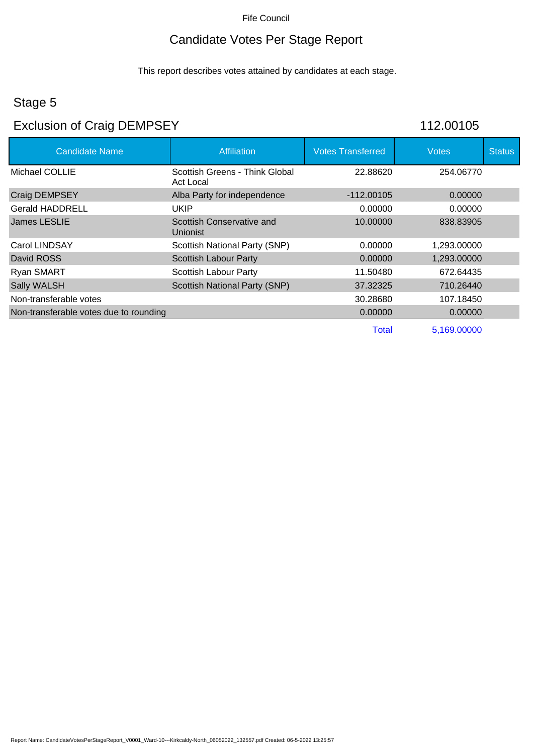Fife Council

# Candidate Votes Per Stage Report

This report describes votes attained by candidates at each stage.

## Stage 5

## Exclusion of Craig DEMPSEY 112.00105

| Candidate Name | Affiliation | Votes Transferred | Votes | Status |
|---|---|---|---|---|
| Michael COLLIE | Scottish Greens - Think Global Act Local | 22.88620 | 254.06770 | |
| Craig DEMPSEY | Alba Party for independence | -112.00105 | 0.00000 | |
| Gerald HADDRELL | UKIP | 0.00000 | 0.00000 | |
| James LESLIE | Scottish Conservative and Unionist | 10.00000 | 838.83905 | |
| Carol LINDSAY | Scottish National Party (SNP) | 0.00000 | 1,293.00000 | |
| David ROSS | Scottish Labour Party | 0.00000 | 1,293.00000 | |
| Ryan SMART | Scottish Labour Party | 11.50480 | 672.64435 | |
| Sally WALSH | Scottish National Party (SNP) | 37.32325 | 710.26440 | |
| Non-transferable votes | | 30.28680 | 107.18450 | |
| Non-transferable votes due to rounding | | 0.00000 | 0.00000 | |
| | | Total | 5,169.00000 | |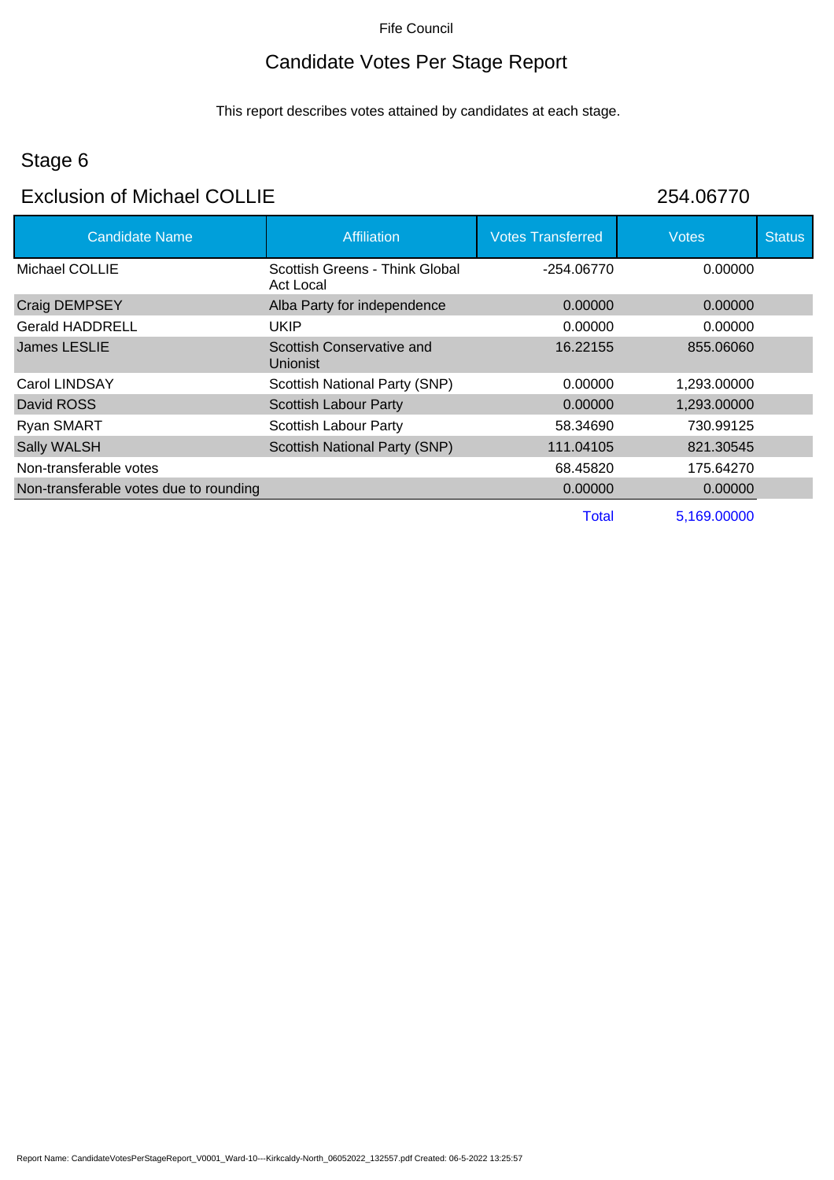Fife Council

# Candidate Votes Per Stage Report

This report describes votes attained by candidates at each stage.

## Stage 6

## Exclusion of Michael COLLIE 254.06770

| Candidate Name | Affiliation | Votes Transferred | Votes | Status |
|---|---|---|---|---|
| Michael COLLIE | Scottish Greens - Think Global Act Local | -254.06770 | 0.00000 | |
| Craig DEMPSEY | Alba Party for independence | 0.00000 | 0.00000 | |
| Gerald HADDRELL | UKIP | 0.00000 | 0.00000 | |
| James LESLIE | Scottish Conservative and Unionist | 16.22155 | 855.06060 | |
| Carol LINDSAY | Scottish National Party (SNP) | 0.00000 | 1,293.00000 | |
| David ROSS | Scottish Labour Party | 0.00000 | 1,293.00000 | |
| Ryan SMART | Scottish Labour Party | 58.34690 | 730.99125 | |
| Sally WALSH | Scottish National Party (SNP) | 111.04105 | 821.30545 | |
| Non-transferable votes | | 68.45820 | 175.64270 | |
| Non-transferable votes due to rounding | | 0.00000 | 0.00000 | |
| | | Total | 5,169.00000 | |

Report Name: CandidateVotesPerStageReport_V0001_Ward-10---Kirkcaldy-North_06052022_132557.pdf Created: 06-5-2022 13:25:57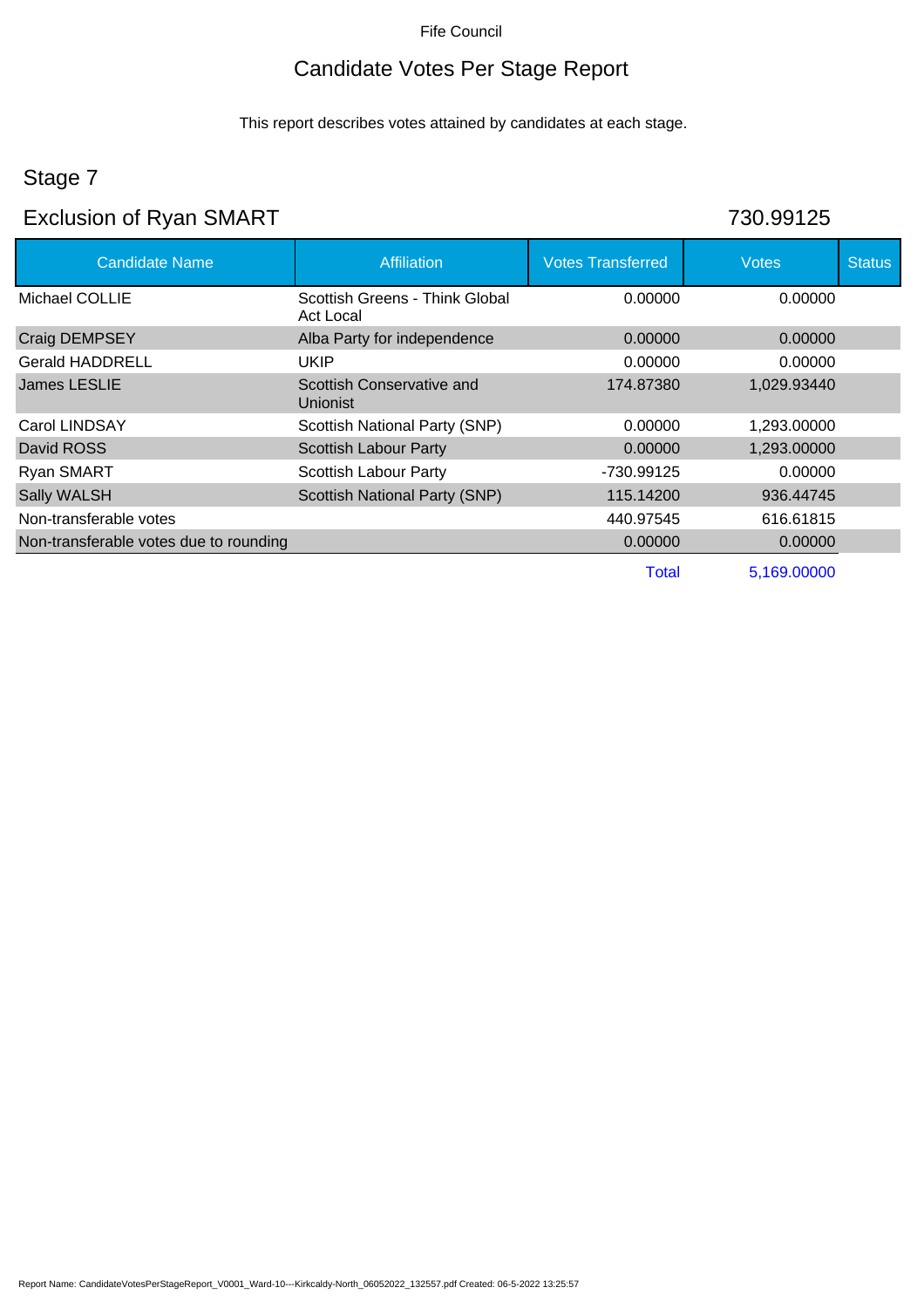Fife Council

# Candidate Votes Per Stage Report

This report describes votes attained by candidates at each stage.

## Stage 7

## Exclusion of Ryan SMART 730.99125

| Candidate Name | Affiliation | Votes Transferred | Votes | Status |
|---|---|---|---|---|
| Michael COLLIE | Scottish Greens - Think Global Act Local | 0.00000 | 0.00000 | |
| Craig DEMPSEY | Alba Party for independence | 0.00000 | 0.00000 | |
| Gerald HADDRELL | UKIP | 0.00000 | 0.00000 | |
| James LESLIE | Scottish Conservative and Unionist | 174.87380 | 1,029.93440 | |
| Carol LINDSAY | Scottish National Party (SNP) | 0.00000 | 1,293.00000 | |
| David ROSS | Scottish Labour Party | 0.00000 | 1,293.00000 | |
| Ryan SMART | Scottish Labour Party | -730.99125 | 0.00000 | |
| Sally WALSH | Scottish National Party (SNP) | 115.14200 | 936.44745 | |
| Non-transferable votes | | 440.97545 | 616.61815 | |
| Non-transferable votes due to rounding | | 0.00000 | 0.00000 | |
| | | Total | 5,169.00000 | |

Report Name: CandidateVotesPerStageReport_V0001_Ward-10---Kirkcaldy-North_06052022_132557.pdf Created: 06-5-2022 13:25:57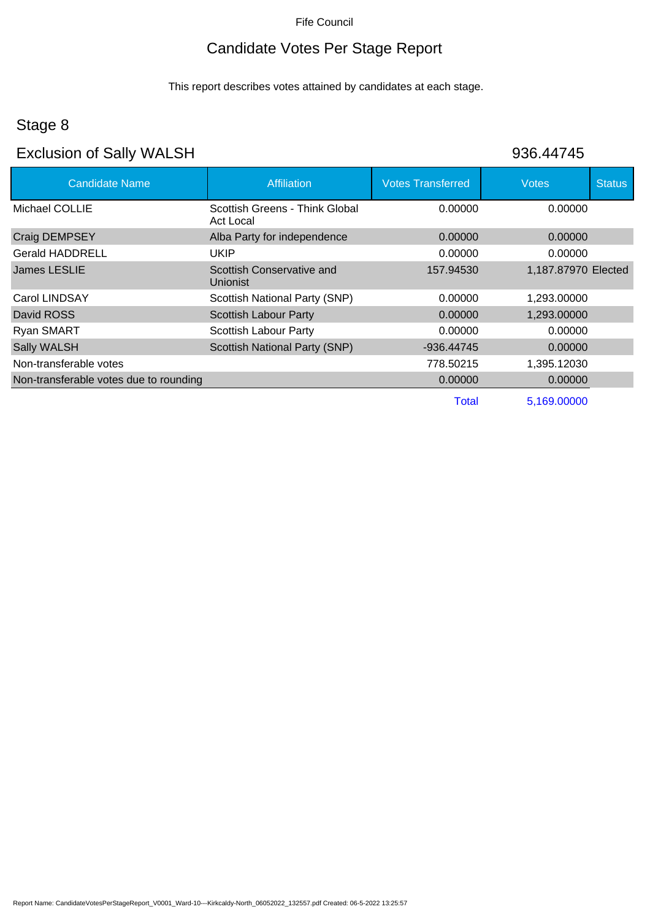Fife Council

# Candidate Votes Per Stage Report

This report describes votes attained by candidates at each stage.

## Stage 8

## Exclusion of Sally WALSH

936.44745

| Candidate Name | Affiliation | Votes Transferred | Votes | Status |
|---|---|---|---|---|
| Michael COLLIE | Scottish Greens - Think Global Act Local | 0.00000 | 0.00000 | |
| Craig DEMPSEY | Alba Party for independence | 0.00000 | 0.00000 | |
| Gerald HADDRELL | UKIP | 0.00000 | 0.00000 | |
| James LESLIE | Scottish Conservative and Unionist | 157.94530 | 1,187.87970 | Elected |
| Carol LINDSAY | Scottish National Party (SNP) | 0.00000 | 1,293.00000 | |
| David ROSS | Scottish Labour Party | 0.00000 | 1,293.00000 | |
| Ryan SMART | Scottish Labour Party | 0.00000 | 0.00000 | |
| Sally WALSH | Scottish National Party (SNP) | -936.44745 | 0.00000 | |
| Non-transferable votes | | 778.50215 | 1,395.12030 | |
| Non-transferable votes due to rounding | | 0.00000 | 0.00000 | |
| | | Total | 5,169.00000 | |

Report Name: CandidateVotesPerStageReport_V0001_Ward-10---Kirkcaldy-North_06052022_132557.pdf Created: 06-5-2022 13:25:57